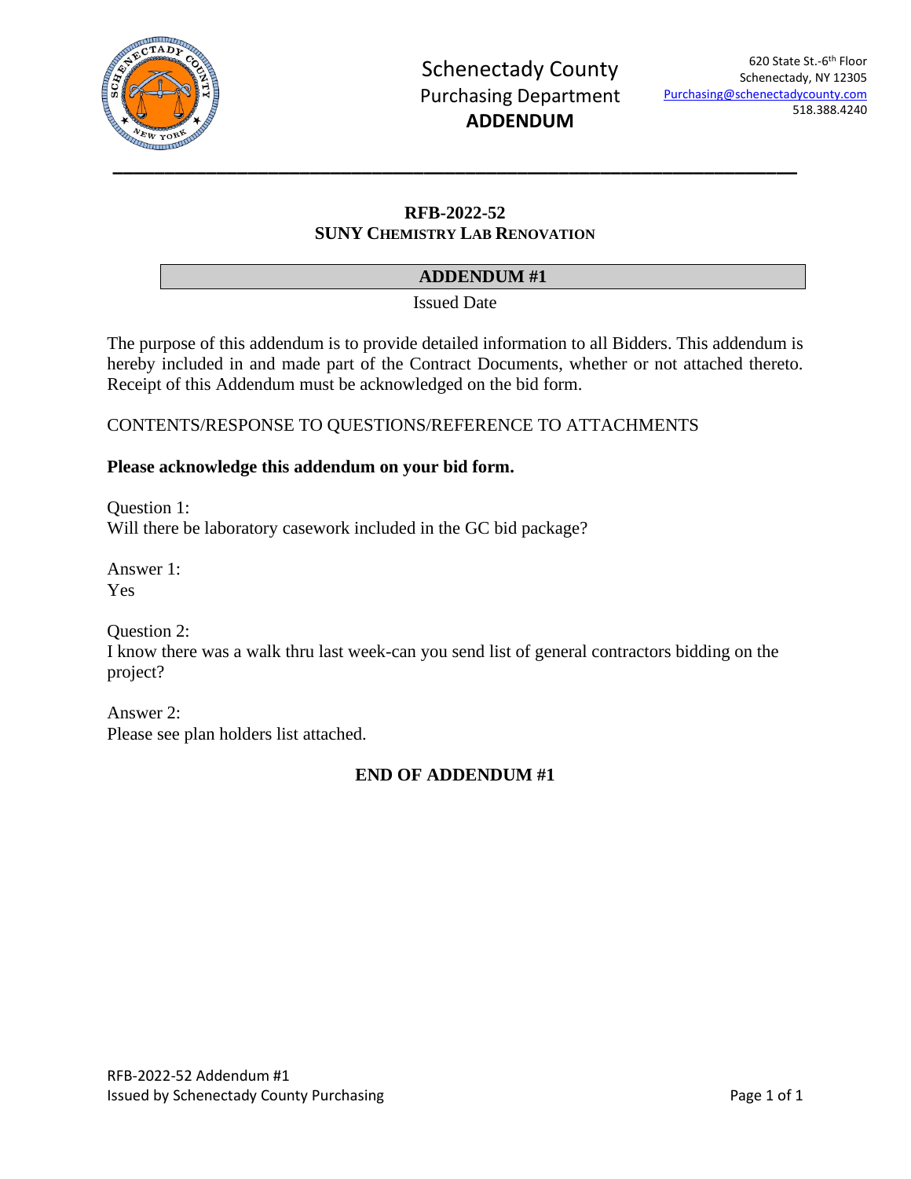Schenectady County
Purchasing Department
**ADDENDUM**

620 State St.-6th Floor
Schenectady, NY 12305
Purchasing@schenectadycounty.com
518.388.4240

---

**RFB-2022-52**
**SUNY CHEMISTRY LAB RENOVATION**

## ADDENDUM #1

Issued Date

The purpose of this addendum is to provide detailed information to all Bidders. This addendum is hereby included in and made part of the Contract Documents, whether or not attached thereto. Receipt of this Addendum must be acknowledged on the bid form.

CONTENTS/RESPONSE TO QUESTIONS/REFERENCE TO ATTACHMENTS

**Please acknowledge this addendum on your bid form.**

Question 1:
Will there be laboratory casework included in the GC bid package?

Answer 1:
Yes

Question 2:
I know there was a walk thru last week-can you send list of general contractors bidding on the project?

Answer 2:
Please see plan holders list attached.

**END OF ADDENDUM #1**

RFB-2022-52 Addendum #1
Issued by Schenectady County Purchasing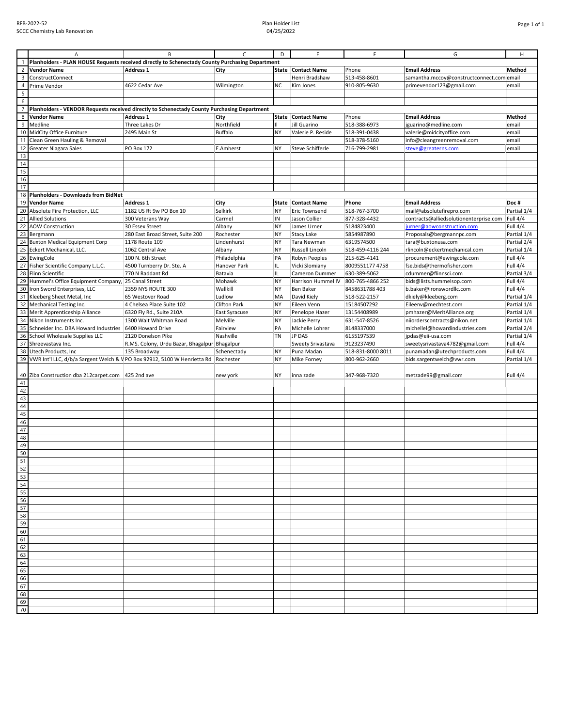RFB-2022-52
SCCC Chemistry Lab Renovation

Plan Holder List
04/25/2022

| | A | B | C | D | E | F | G | H |
|---|---|---|---|---|---|---|---|---|
| 1 | **Planholders - PLAN HOUSE Requests received directly to Schenectady County Purchasing Department** | | | | | | | |
| 2 | **Vendor Name** | **Address 1** | **City** | **State** | **Contact Name** | Phone | **Email Address** | **Method** |
| 3 | ConstructConnect | | | | Henri Bradshaw | 513-458-8601 | samantha.mccoy@constructconnect.com | email |
| 4 | Prime Vendor | 4622 Cedar Ave | Wilmington | NC | Kim Jones | 910-805-9630 | primevendor123@gmail.com | email |
| 5 | | | | | | | | |
| 6 | | | | | | | | |
| 7 | **Planholders - VENDOR Requests received directly to Schenectady County Purchasing Department** | | | | | | | |
| 8 | **Vendor Name** | **Address 1** | **City** | **State** | **Contact Name** | Phone | **Email Address** | **Method** |
| 9 | Medline | Three Lakes Dr | Northfield | Il | Jill Guarino | 518-388-6973 | jguarino@medline.com | email |
| 10 | MidCity Office Furniture | 2495 Main St | Buffalo | NY | Valerie P. Reside | 518-391-0438 | valerie@midcityoffice.com | email |
| 11 | Clean Green Hauling & Removal | | | | | 518-378-5160 | info@cleangreenremoval.com | email |
| 12 | Greater Niagara Sales | PO Box 172 | E.Amherst | NY | Steve Schifferle | 716-799-2981 | steve@greaterns.com | email |
| 13 | | | | | | | | |
| 14 | | | | | | | | |
| 15 | | | | | | | | |
| 16 | | | | | | | | |
| 17 | | | | | | | | |
| 18 | **Planholders - Downloads from BidNet** | | | | | | | |
| 19 | **Vendor Name** | **Address 1** | **City** | **State** | **Contact Name** | **Phone** | **Email Address** | **Doc #** |
| 20 | Absolute Fire Protection, LLC | 1182 US Rt 9w PO Box 10 | Selkirk | NY | Eric Townsend | 518-767-3700 | mail@absolutefirepro.com | Partial 1/4 |
| 21 | Allied Solutions | 300 Veterans Way | Carmel | IN | Jason Collier | 877-328-4432 | contracts@alliedsolutionenterprise.com | Full 4/4 |
| 22 | AOW Construction | 30 Essex Street | Albany | NY | James Urner | 5184823400 | jurner@aowconstruction.com | Full 4/4 |
| 23 | Bergmann | 280 East Broad Street, Suite 200 | Rochester | NY | Stacy Lake | 5854987890 | Proposals@bergmannpc.com | Partial 1/4 |
| 24 | Buxton Medical Equipment Corp | 1178 Route 109 | Lindenhurst | NY | Tara Newman | 6319574500 | tara@buxtonusa.com | Partial 2/4 |
| 25 | Eckert Mechanical, LLC. | 1062 Central Ave | Albany | NY | Russell Lincoln | 518-459-4116 244 | rlincoln@eckertmechanical.com | Partial 1/4 |
| 26 | EwingCole | 100 N. 6th Street | Philadelphia | PA | Robyn Peoples | 215-625-4141 | procurement@ewingcole.com | Full 4/4 |
| 27 | Fisher Scientific Company L.L.C. | 4500 Turnberry Dr. Ste. A | Hanover Park | IL | Vicki Slomiany | 80095511774758 | fse.bids@thermofisher.com | Full 4/4 |
| 28 | Flinn Scientific | 770 N Raddant Rd | Batavia | IL | Cameron Dummer | 630-389-5062 | cdummer@flinnsci.com | Partial 3/4 |
| 29 | Hummel's Office Equipment Company, | 25 Canal Street | Mohawk | NY | Harrison Hummel IV | 800-765-4866 252 | bids@lists.hummelsop.com | Full 4/4 |
| 30 | Iron Sword Enterprises, LLC | 2359 NYS ROUTE 300 | Wallkill | NY | Ben Baker | 8458631788 403 | b.baker@ironswordllc.com | Full 4/4 |
| 31 | Kleeberg Sheet Metal, Inc | 65 Westover Road | Ludlow | MA | David Kiely | 518-522-2157 | dkiely@kleeberg.com | Partial 1/4 |
| 32 | Mechanical Testing Inc. | 4 Chelsea Place Suite 102 | Clifton Park | NY | Eileen Venn | 15184507292 | Eileenv@mechtest.com | Partial 1/4 |
| 33 | Merit Apprenticeship Alliance | 6320 Fly Rd., Suite 210A | East Syracuse | NY | Penelope Hazer | 13154408989 | pmhazer@MeritAlliance.org | Partial 1/4 |
| 34 | Nikon Instruments Inc. | 1300 Walt Whitman Road | Melville | NY | Jackie Perry | 631-547-8526 | niiorderscontracts@nikon.net | Partial 1/4 |
| 35 | Schneider Inc. DBA Howard Industries | 6400 Howard Drive | Fairview | PA | Michelle Lohrer | 8148337000 | michellel@howardindustries.com | Partial 2/4 |
| 36 | School Wholesale Supplies LLC | 2120 Donelson Pike | Nashville | TN | JP DAS | 6155197539 | jpdas@eii-usa.com | Partial 1/4 |
| 37 | Shreevastava Inc. | R.MS. Colony, Urdu Bazar, Bhagalpur | Bhagalpur | | Sweety Srivastava | 9123237490 | sweetysrivastava4782@gmail.com | Full 4/4 |
| 38 | Utech Products, Inc | 135 Broadway | Schenectady | NY | Puna Madan | 518-831-8000 8011 | punamadan@utechproducts.com | Full 4/4 |
| 39 | VWR Int'l LLC, d/b/a Sargent Welch & V | PO Box 92912, 5100 W Henrietta Rd | Rochester | NY | Mike Forney | 800-962-2660 | bids.sargentwelch@vwr.com | Partial 1/4 |
| 40 | Ziba Construction dba 212carpet.com | 425 2nd ave | new york | NY | inna zade | 347-968-7320 | metzade99@gmail.com | Full 4/4 |
| 41 | | | | | | | | |
| 42 | | | | | | | | |
| 43 | | | | | | | | |
| 44 | | | | | | | | |
| 45 | | | | | | | | |
| 46 | | | | | | | | |
| 47 | | | | | | | | |
| 48 | | | | | | | | |
| 49 | | | | | | | | |
| 50 | | | | | | | | |
| 51 | | | | | | | | |
| 52 | | | | | | | | |
| 53 | | | | | | | | |
| 54 | | | | | | | | |
| 55 | | | | | | | | |
| 56 | | | | | | | | |
| 57 | | | | | | | | |
| 58 | | | | | | | | |
| 59 | | | | | | | | |
| 60 | | | | | | | | |
| 61 | | | | | | | | |
| 62 | | | | | | | | |
| 63 | | | | | | | | |
| 64 | | | | | | | | |
| 65 | | | | | | | | |
| 66 | | | | | | | | |
| 67 | | | | | | | | |
| 68 | | | | | | | | |
| 69 | | | | | | | | |
| 70 | | | | | | | | |